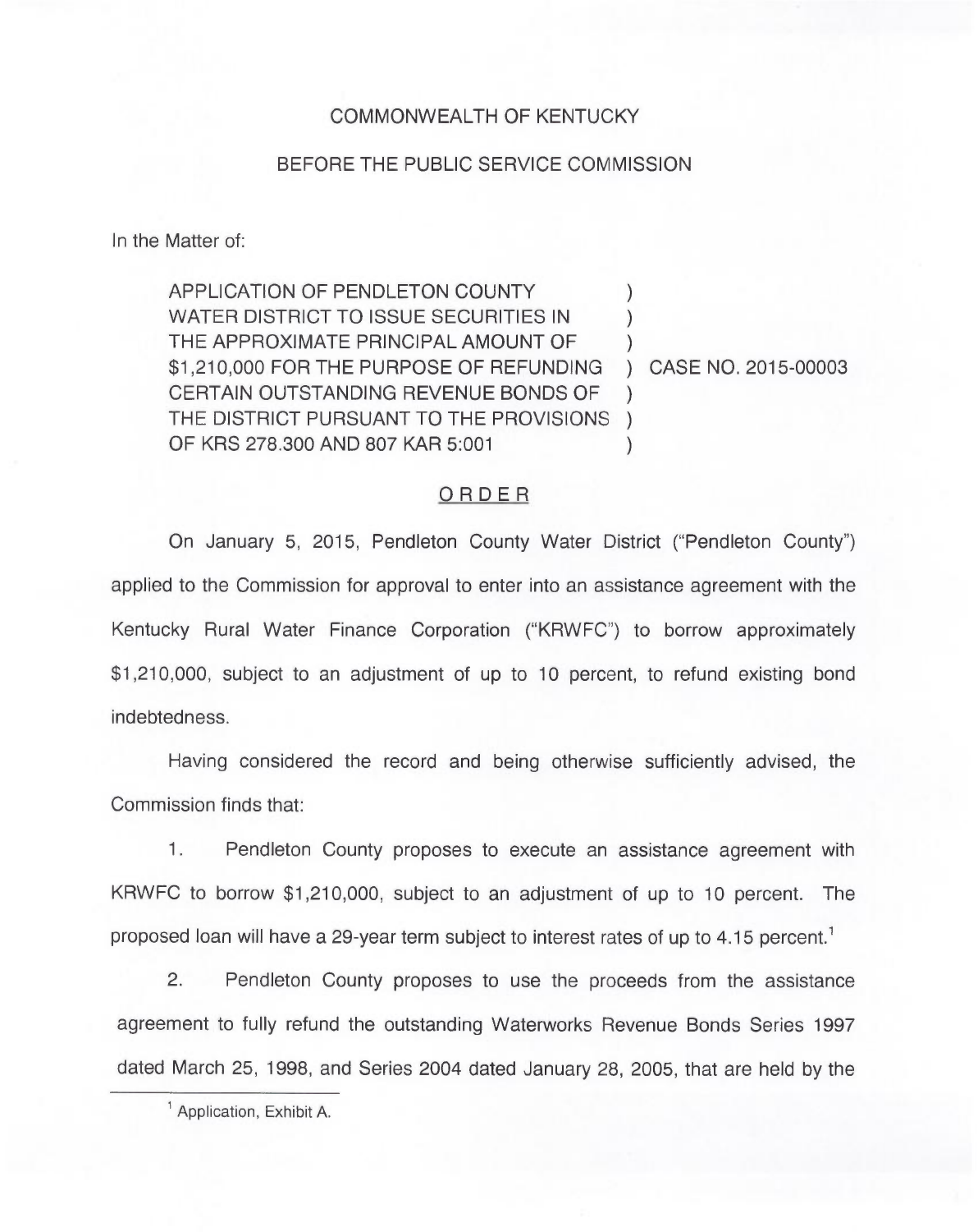COMMONWEALTH OF KENTUCKY

BEFORE THE PUBLIC SERVICE COMMISSION

In the Matter of:

| | | |
|---|---|---|
| APPLICATION OF PENDLETON COUNTY WATER DISTRICT TO ISSUE SECURITIES IN THE APPROXIMATE PRINCIPAL AMOUNT OF $1,210,000 FOR THE PURPOSE OF REFUNDING CERTAIN OUTSTANDING REVENUE BONDS OF THE DISTRICT PURSUANT TO THE PROVISIONS OF KRS 278.300 AND 807 KAR 5:001 | ) | CASE NO. 2015-00003 |

## ORDER

On January 5, 2015, Pendleton County Water District ("Pendleton County") applied to the Commission for approval to enter into an assistance agreement with the Kentucky Rural Water Finance Corporation ("KRWFC") to borrow approximately $1,210,000, subject to an adjustment of up to 10 percent, to refund existing bond indebtedness.

Having considered the record and being otherwise sufficiently advised, the Commission finds that:

1. Pendleton County proposes to execute an assistance agreement with KRWFC to borrow $1,210,000, subject to an adjustment of up to 10 percent. The proposed loan will have a 29-year term subject to interest rates of up to 4.15 percent.[1]

2. Pendleton County proposes to use the proceeds from the assistance agreement to fully refund the outstanding Waterworks Revenue Bonds Series 1997 dated March 25, 1998, and Series 2004 dated January 28, 2005, that are held by the

[1] Application, Exhibit A.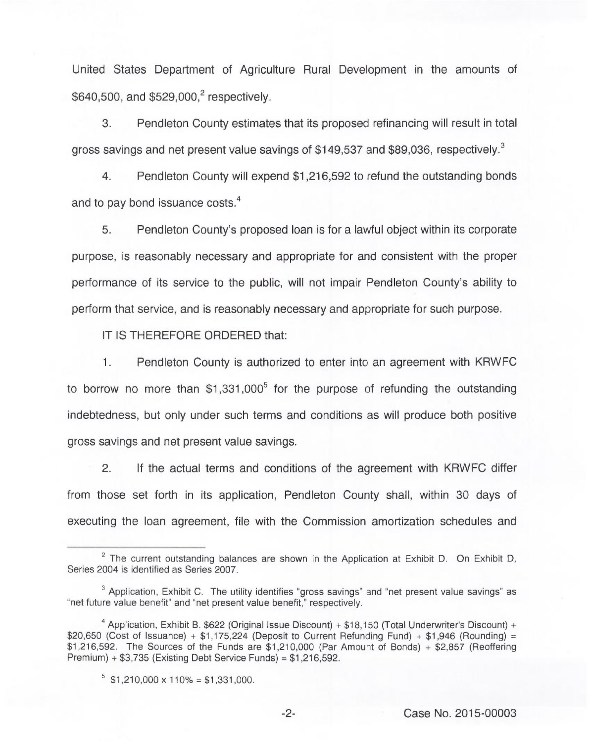United States Department of Agriculture Rural Development in the amounts of $640,500, and $529,000,[2] respectively.

3. Pendleton County estimates that its proposed refinancing will result in total gross savings and net present value savings of $149,537 and $89,036, respectively.[3]

4. Pendleton County will expend $1,216,592 to refund the outstanding bonds and to pay bond issuance costs.[4]

5. Pendleton County's proposed loan is for a lawful object within its corporate purpose, is reasonably necessary and appropriate for and consistent with the proper performance of its service to the public, will not impair Pendleton County's ability to perform that service, and is reasonably necessary and appropriate for such purpose.

IT IS THEREFORE ORDERED that:

1. Pendleton County is authorized to enter into an agreement with KRWFC to borrow no more than $1,331,000[5] for the purpose of refunding the outstanding indebtedness, but only under such terms and conditions as will produce both positive gross savings and net present value savings.

2. If the actual terms and conditions of the agreement with KRWFC differ from those set forth in its application, Pendleton County shall, within 30 days of executing the loan agreement, file with the Commission amortization schedules and

---

[2] The current outstanding balances are shown in the Application at Exhibit D. On Exhibit D, Series 2004 is identified as Series 2007.

[3] Application, Exhibit C. The utility identifies "gross savings" and "net present value savings" as "net future value benefit" and "net present value benefit," respectively.

[4] Application, Exhibit B. $622 (Original Issue Discount) + $18,150 (Total Underwriter's Discount) + $20,650 (Cost of Issuance) + $1,175,224 (Deposit to Current Refunding Fund) + $1,946 (Rounding) = $1,216,592. The Sources of the Funds are $1,210,000 (Par Amount of Bonds) + $2,857 (Reoffering Premium) + $3,735 (Existing Debt Service Funds) = $1,216,592.

[5] $1,210,000 x 110% = $1,331,000.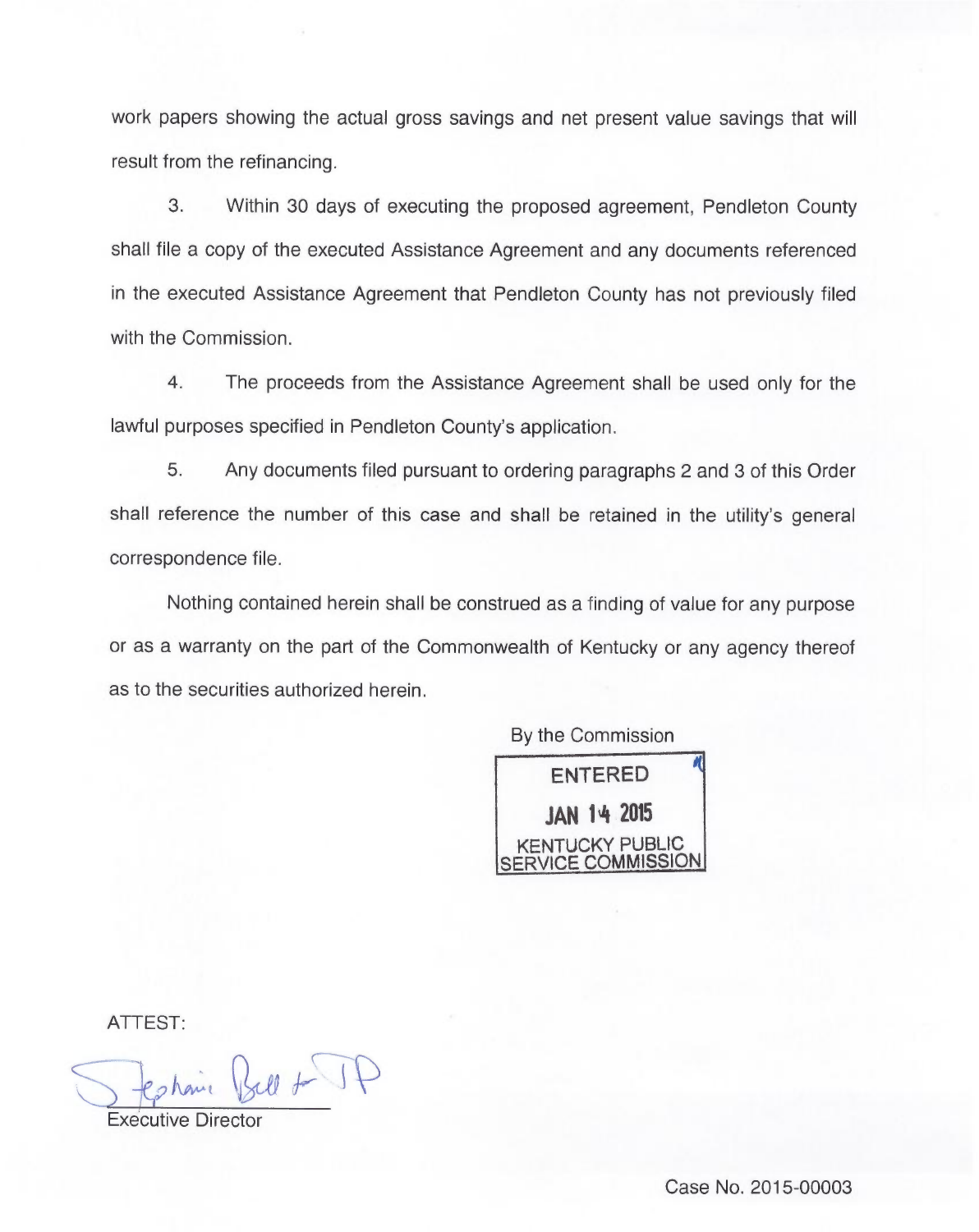work papers showing the actual gross savings and net present value savings that will result from the refinancing.

3. Within 30 days of executing the proposed agreement, Pendleton County shall file a copy of the executed Assistance Agreement and any documents referenced in the executed Assistance Agreement that Pendleton County has not previously filed with the Commission.

4. The proceeds from the Assistance Agreement shall be used only for the lawful purposes specified in Pendleton County's application.

5. Any documents filed pursuant to ordering paragraphs 2 and 3 of this Order shall reference the number of this case and shall be retained in the utility's general correspondence file.

Nothing contained herein shall be construed as a finding of value for any purpose or as a warranty on the part of the Commonwealth of Kentucky or any agency thereof as to the securities authorized herein.

By the Commission

ENTERED

JAN 14 2015

KENTUCKY PUBLIC SERVICE COMMISSION

ATTEST:

Stephanie Bell for JP

Executive Director

Case No. 2015-00003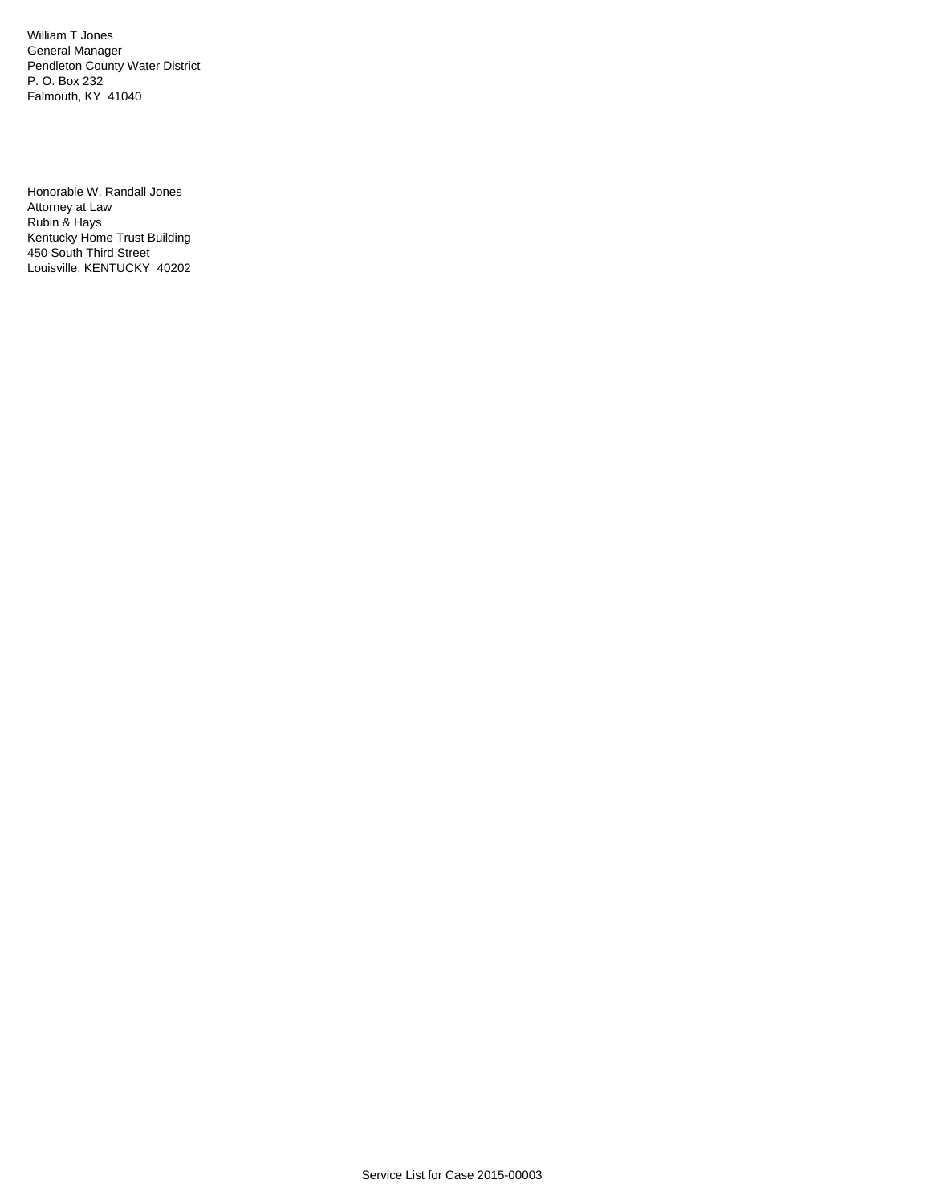William T Jones
General Manager
Pendleton County Water District
P. O. Box 232
Falmouth, KY  41040

Honorable W. Randall Jones
Attorney at Law
Rubin & Hays
Kentucky Home Trust Building
450 South Third Street
Louisville, KENTUCKY  40202

Service List for Case 2015-00003